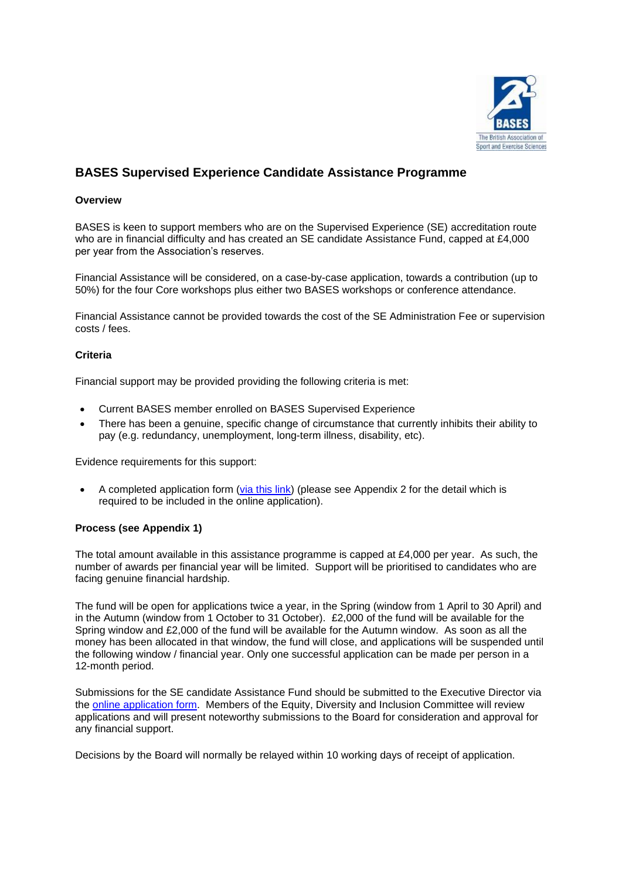# BASES Supervised Experience Candidate Assistance Programme

### Overview

BASES is keen to support members who are on the Supervised Experience (SE) accreditation route who are in financial difficulty and has created an SE candidate Assistance Fund, capped at £4,000 per year from the Association's reserves.

Financial Assistance will be considered, on a case-by-case application, towards a contribution (up to 50%) for the four Core workshops plus either two BASES workshops or conference attendance.

Financial Assistance cannot be provided towards the cost of the SE Administration Fee or supervision costs / fees.

### Criteria

Financial support may be provided providing the following criteria is met:

- Current BASES member enrolled on BASES Supervised Experience
- There has been a genuine, specific change of circumstance that currently inhibits their ability to pay (e.g. redundancy, unemployment, long-term illness, disability, etc).

Evidence requirements for this support:

- A completed application form (via this link) (please see Appendix 2 for the detail which is required to be included in the online application).

### Process (see Appendix 1)

The total amount available in this assistance programme is capped at £4,000 per year. As such, the number of awards per financial year will be limited. Support will be prioritised to candidates who are facing genuine financial hardship.

The fund will be open for applications twice a year, in the Spring (window from 1 April to 30 April) and in the Autumn (window from 1 October to 31 October). £2,000 of the fund will be available for the Spring window and £2,000 of the fund will be available for the Autumn window. As soon as all the money has been allocated in that window, the fund will close, and applications will be suspended until the following window / financial year. Only one successful application can be made per person in a 12-month period.

Submissions for the SE candidate Assistance Fund should be submitted to the Executive Director via the online application form. Members of the Equity, Diversity and Inclusion Committee will review applications and will present noteworthy submissions to the Board for consideration and approval for any financial support.

Decisions by the Board will normally be relayed within 10 working days of receipt of application.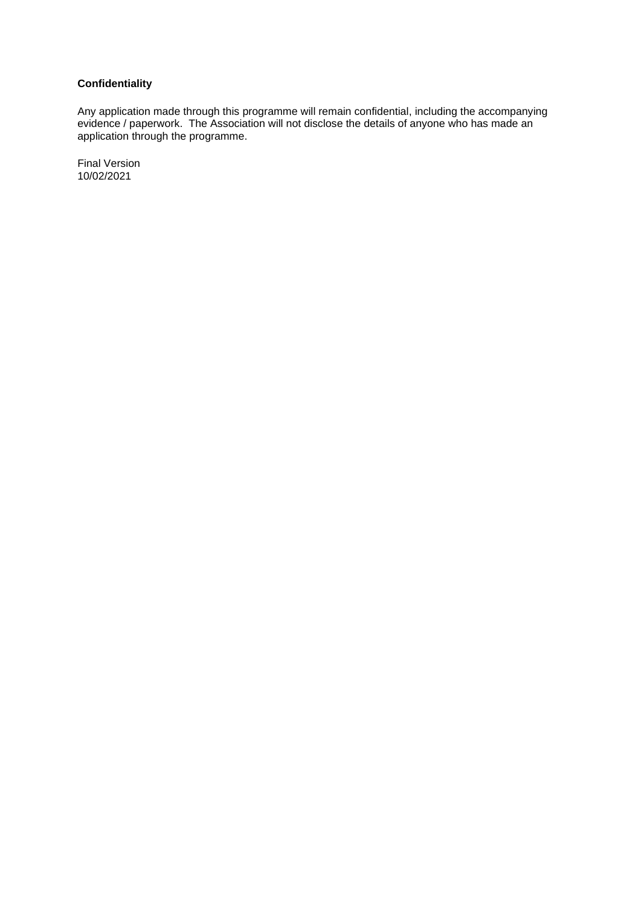**Confidentiality**

Any application made through this programme will remain confidential, including the accompanying evidence / paperwork. The Association will not disclose the details of anyone who has made an application through the programme.

Final Version
10/02/2021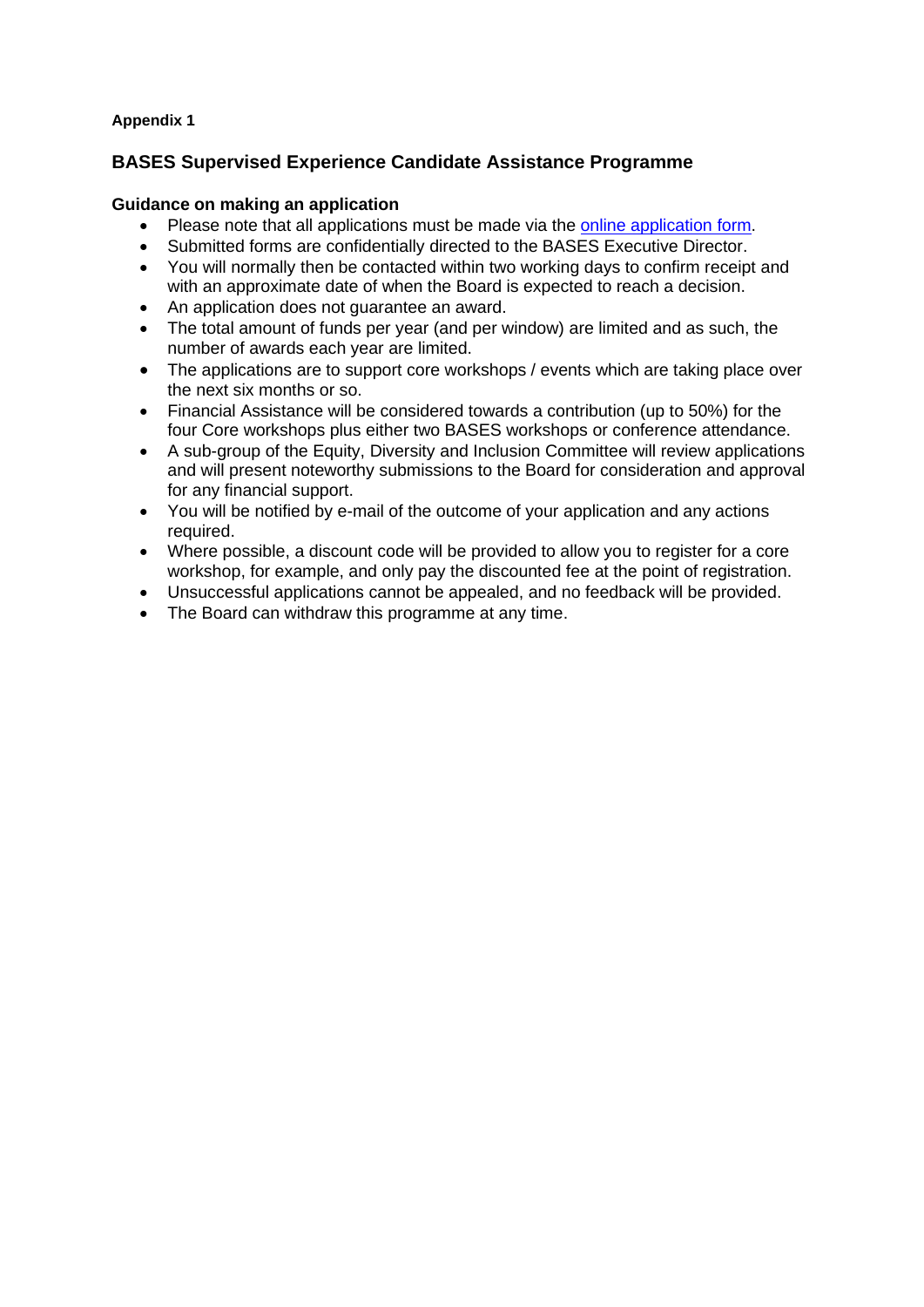**Appendix 1**

## BASES Supervised Experience Candidate Assistance Programme

### Guidance on making an application

- Please note that all applications must be made via the online application form.
- Submitted forms are confidentially directed to the BASES Executive Director.
- You will normally then be contacted within two working days to confirm receipt and with an approximate date of when the Board is expected to reach a decision.
- An application does not guarantee an award.
- The total amount of funds per year (and per window) are limited and as such, the number of awards each year are limited.
- The applications are to support core workshops / events which are taking place over the next six months or so.
- Financial Assistance will be considered towards a contribution (up to 50%) for the four Core workshops plus either two BASES workshops or conference attendance.
- A sub-group of the Equity, Diversity and Inclusion Committee will review applications and will present noteworthy submissions to the Board for consideration and approval for any financial support.
- You will be notified by e-mail of the outcome of your application and any actions required.
- Where possible, a discount code will be provided to allow you to register for a core workshop, for example, and only pay the discounted fee at the point of registration.
- Unsuccessful applications cannot be appealed, and no feedback will be provided.
- The Board can withdraw this programme at any time.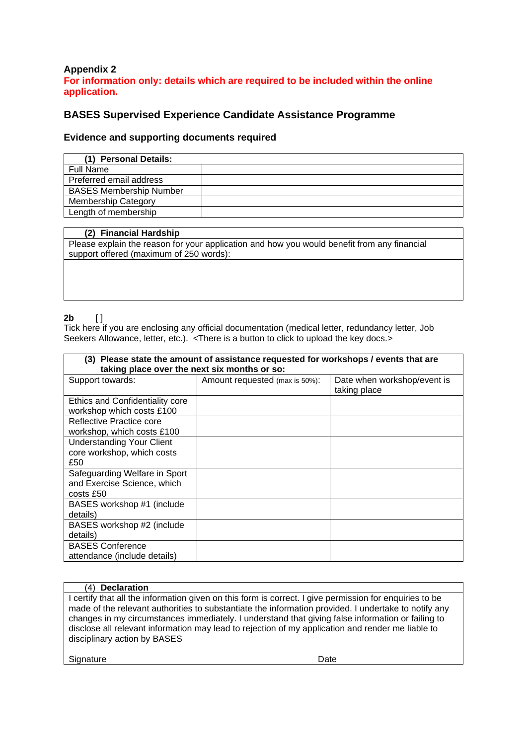**Appendix 2**

**For information only: details which are required to be included within the online application.**

## BASES Supervised Experience Candidate Assistance Programme

### Evidence and supporting documents required

| **(1) Personal Details:** | |
|---|---|
| Full Name | |
| Preferred email address | |
| BASES Membership Number | |
| Membership Category | |
| Length of membership | |

| **(2) Financial Hardship** |
|---|
| Please explain the reason for your application and how you would benefit from any financial support offered (maximum of 250 words): |
| |

**2b** [ ]

Tick here if you are enclosing any official documentation (medical letter, redundancy letter, Job Seekers Allowance, letter, etc.). <There is a button to click to upload the key docs.>

| **(3) Please state the amount of assistance requested for workshops / events that are taking place over the next six months or so:** | | |
|---|---|---|
| Support towards: | Amount requested (max is 50%): | Date when workshop/event is taking place |
| Ethics and Confidentiality core workshop which costs £100 | | |
| Reflective Practice core workshop, which costs £100 | | |
| Understanding Your Client core workshop, which costs £50 | | |
| Safeguarding Welfare in Sport and Exercise Science, which costs £50 | | |
| BASES workshop #1 (include details) | | |
| BASES workshop #2 (include details) | | |
| BASES Conference attendance (include details) | | |

| (4) **Declaration** | |
|---|---|
| I certify that all the information given on this form is correct. I give permission for enquiries to be made of the relevant authorities to substantiate the information provided. I undertake to notify any changes in my circumstances immediately. I understand that giving false information or failing to disclose all relevant information may lead to rejection of my application and render me liable to disciplinary action by BASES | |
| Signature | Date |